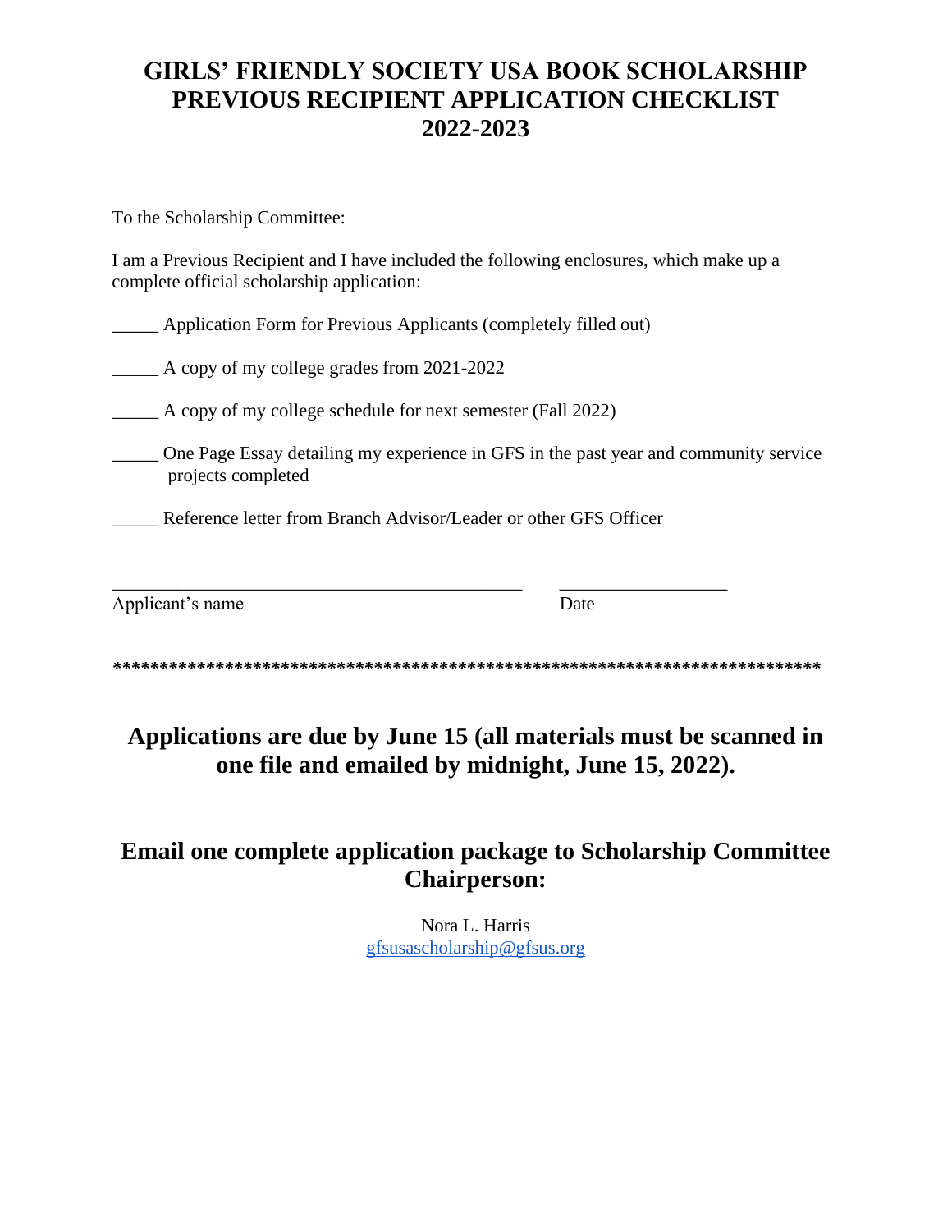# GIRLS' FRIENDLY SOCIETY USA BOOK SCHOLARSHIP PREVIOUS RECIPIENT APPLICATION CHECKLIST 2022-2023

To the Scholarship Committee:

I am a Previous Recipient and I have included the following enclosures, which make up a complete official scholarship application:

_____ Application Form for Previous Applicants (completely filled out)

_____ A copy of my college grades from 2021-2022

_____ A copy of my college schedule for next semester (Fall 2022)

_____ One Page Essay detailing my experience in GFS in the past year and community service projects completed

_____ Reference letter from Branch Advisor/Leader or other GFS Officer

_____________________________________________ __________________

Applicant's name Date

*****************************************************************************

## Applications are due by June 15 (all materials must be scanned in one file and emailed by midnight, June 15, 2022).

## Email one complete application package to Scholarship Committee Chairperson:

Nora L. Harris
gfsusascholarship@gfsus.org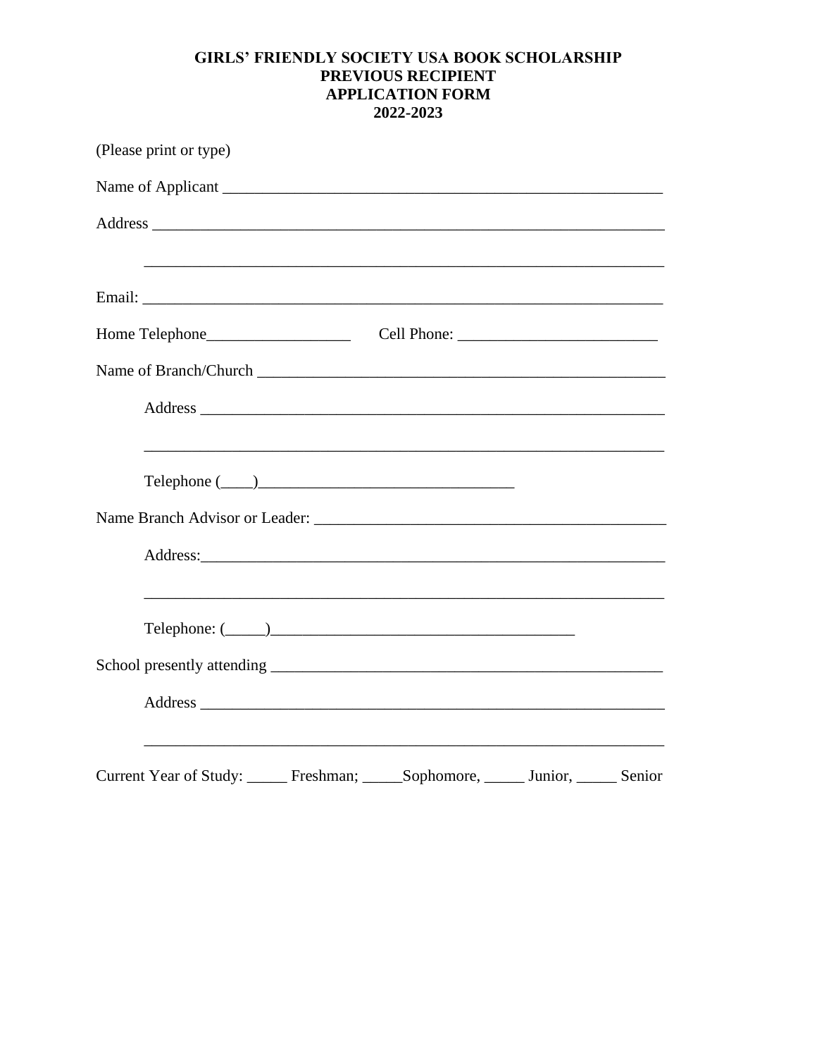**GIRLS' FRIENDLY SOCIETY USA BOOK SCHOLARSHIP**
**PREVIOUS RECIPIENT**
**APPLICATION FORM**
**2022-2023**

(Please print or type)

Name of Applicant ________________________________________________________

Address _____________________________________________________________

_____________________________________________________________

Email: ______________________________________________________________

Home Telephone_________________ Cell Phone: ________________________

Name of Branch/Church ___________________________________________________

Address _______________________________________________________

_______________________________________________________

Telephone (____)_______________________________

Name Branch Advisor or Leader: ____________________________________________

Address:_______________________________________________________

_______________________________________________________

Telephone: (_____)_____________________________________

School presently attending _________________________________________________

Address _______________________________________________________

_______________________________________________________

Current Year of Study: _____ Freshman; _____Sophomore, _____ Junior, _____ Senior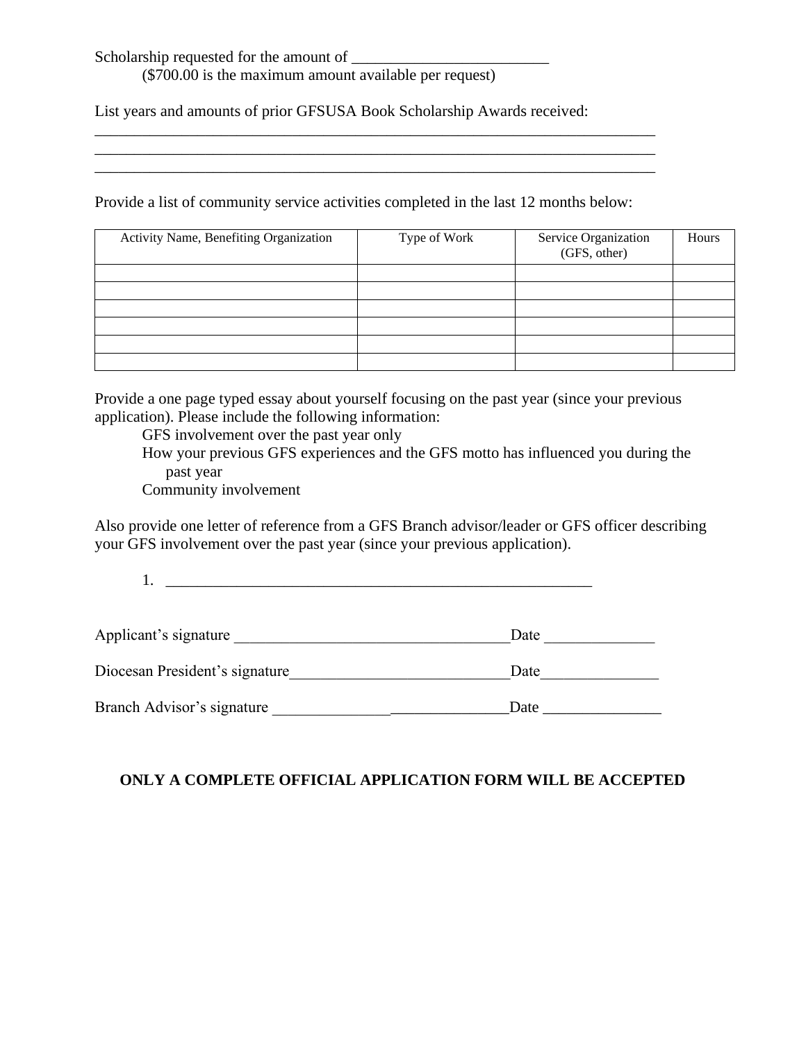Scholarship requested for the amount of _________________________
($700.00 is the maximum amount available per request)

List years and amounts of prior GFSUSA Book Scholarship Awards received:
______________________________________________________________________
______________________________________________________________________
______________________________________________________________________

Provide a list of community service activities completed in the last 12 months below:

| Activity Name, Benefiting Organization | Type of Work | Service Organization (GFS, other) | Hours |
| --- | --- | --- | --- |
| | | | |
| | | | |
| | | | |
| | | | |
| | | | |
| | | | |

Provide a one page typed essay about yourself focusing on the past year (since your previous application). Please include the following information:

GFS involvement over the past year only
How your previous GFS experiences and the GFS motto has influenced you during the past year
Community involvement

Also provide one letter of reference from a GFS Branch advisor/leader or GFS officer describing your GFS involvement over the past year (since your previous application).

1. ________________________________________________________

Applicant's signature ___________________________________Date ______________

Diocesan President's signature___________________________Date_______________

Branch Advisor's signature ______________________________Date _______________

**ONLY A COMPLETE OFFICIAL APPLICATION FORM WILL BE ACCEPTED**